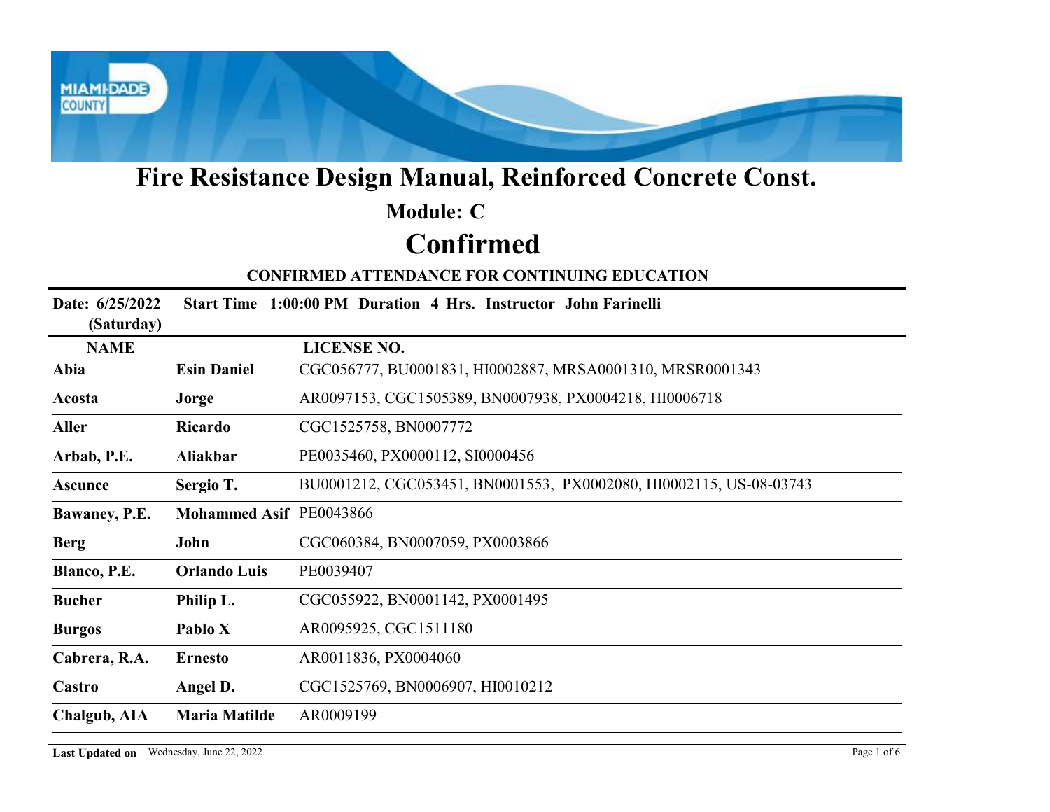# Fire Resistance Design Manual, Reinforced Concrete Const.

## Module: C

# Confirmed

### CONFIRMED ATTENDANCE FOR CONTINUING EDUCATION

**Date: 6/25/2022 (Saturday)** **Start Time 1:00:00 PM** **Duration 4 Hrs.** **Instructor John Farinelli**

| NAME | | LICENSE NO. |
|---|---|---|
| **Abia** | **Esin Daniel** | CGC056777, BU0001831, HI0002887, MRSA0001310, MRSR0001343 |
| **Acosta** | **Jorge** | AR0097153, CGC1505389, BN0007938, PX0004218, HI0006718 |
| **Aller** | **Ricardo** | CGC1525758, BN0007772 |
| **Arbab, P.E.** | **Aliakbar** | PE0035460, PX0000112, SI0000456 |
| **Ascunce** | **Sergio T.** | BU0001212, CGC053451, BN0001553, PX0002080, HI0002115, US-08-03743 |
| **Bawaney, P.E.** | **Mohammed Asif** | PE0043866 |
| **Berg** | **John** | CGC060384, BN0007059, PX0003866 |
| **Blanco, P.E.** | **Orlando Luis** | PE0039407 |
| **Bucher** | **Philip L.** | CGC055922, BN0001142, PX0001495 |
| **Burgos** | **Pablo X** | AR0095925, CGC1511180 |
| **Cabrera, R.A.** | **Ernesto** | AR0011836, PX0004060 |
| **Castro** | **Angel D.** | CGC1525769, BN0006907, HI0010212 |
| **Chalgub, AIA** | **Maria Matilde** | AR0009199 |

**Last Updated on** Wednesday, June 22, 2022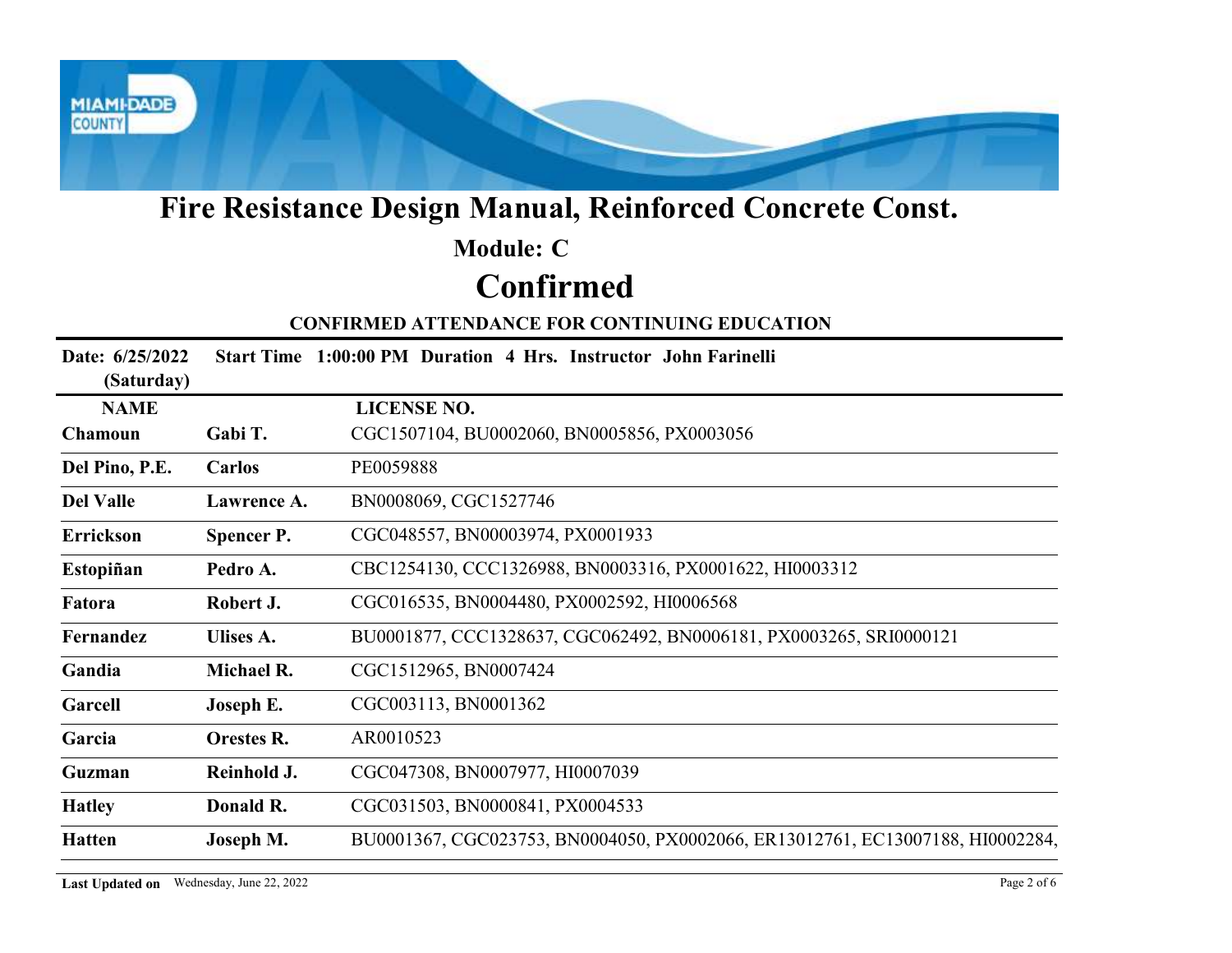# Fire Resistance Design Manual, Reinforced Concrete Const.

## Module: C

## Confirmed

**CONFIRMED ATTENDANCE FOR CONTINUING EDUCATION**

**Date: 6/25/2022 (Saturday)** **Start Time 1:00:00 PM** **Duration 4 Hrs.** **Instructor John Farinelli**

| NAME | | LICENSE NO. |
|---|---|---|
| **Chamoun** | **Gabi T.** | CGC1507104, BU0002060, BN0005856, PX0003056 |
| **Del Pino, P.E.** | **Carlos** | PE0059888 |
| **Del Valle** | **Lawrence A.** | BN0008069, CGC1527746 |
| **Errickson** | **Spencer P.** | CGC048557, BN00003974, PX0001933 |
| **Estopiñan** | **Pedro A.** | CBC1254130, CCC1326988, BN0003316, PX0001622, HI0003312 |
| **Fatora** | **Robert J.** | CGC016535, BN0004480, PX0002592, HI0006568 |
| **Fernandez** | **Ulises A.** | BU0001877, CCC1328637, CGC062492, BN0006181, PX0003265, SRI0000121 |
| **Gandia** | **Michael R.** | CGC1512965, BN0007424 |
| **Garcell** | **Joseph E.** | CGC003113, BN0001362 |
| **Garcia** | **Orestes R.** | AR0010523 |
| **Guzman** | **Reinhold J.** | CGC047308, BN0007977, HI0007039 |
| **Hatley** | **Donald R.** | CGC031503, BN0000841, PX0004533 |
| **Hatten** | **Joseph M.** | BU0001367, CGC023753, BN0004050, PX0002066, ER13012761, EC13007188, HI0002284, |

**Last Updated on** Wednesday, June 22, 2022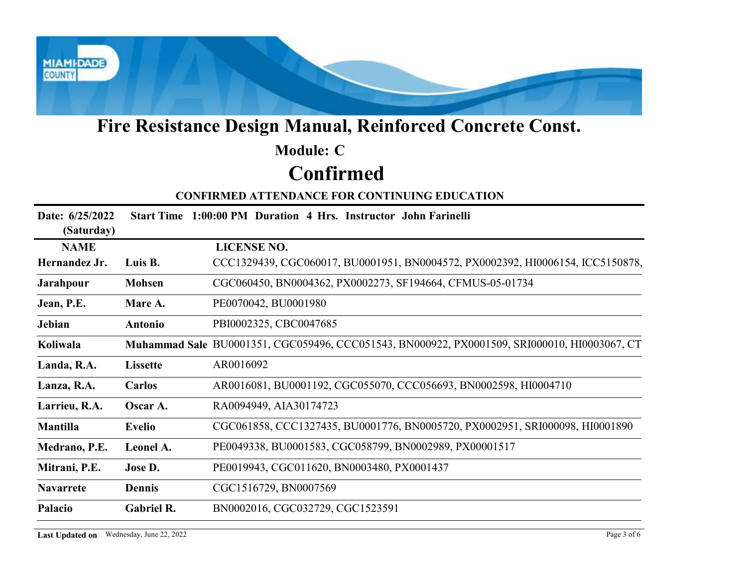# Fire Resistance Design Manual, Reinforced Concrete Const.

## Module: C

# Confirmed

### CONFIRMED ATTENDANCE FOR CONTINUING EDUCATION

**Date: 6/25/2022 (Saturday)** **Start Time 1:00:00 PM Duration 4 Hrs. Instructor John Farinelli**

| NAME | | LICENSE NO. |
|---|---|---|
| **Hernandez Jr.** | **Luis B.** | CCC1329439, CGC060017, BU0001951, BN0004572, PX0002392, HI0006154, ICC5150878, |
| **Jarahpour** | **Mohsen** | CGC060450, BN0004362, PX0002273, SF194664, CFMUS-05-01734 |
| **Jean, P.E.** | **Mare A.** | PE0070042, BU0001980 |
| **Jebian** | **Antonio** | PBI0002325, CBC0047685 |
| **Koliwala** | **Muhammad Sale** | BU0001351, CGC059496, CCC051543, BN000922, PX0001509, SRI000010, HI0003067, CT |
| **Landa, R.A.** | **Lissette** | AR0016092 |
| **Lanza, R.A.** | **Carlos** | AR0016081, BU0001192, CGC055070, CCC056693, BN0002598, HI0004710 |
| **Larrieu, R.A.** | **Oscar A.** | RA0094949, AIA30174723 |
| **Mantilla** | **Evelio** | CGC061858, CCC1327435, BU0001776, BN0005720, PX0002951, SRI000098, HI0001890 |
| **Medrano, P.E.** | **Leonel A.** | PE0049338, BU0001583, CGC058799, BN0002989, PX00001517 |
| **Mitrani, P.E.** | **Jose D.** | PE0019943, CGC011620, BN0003480, PX0001437 |
| **Navarrete** | **Dennis** | CGC1516729, BN0007569 |
| **Palacio** | **Gabriel R.** | BN0002016, CGC032729, CGC1523591 |

**Last Updated on** Wednesday, June 22, 2022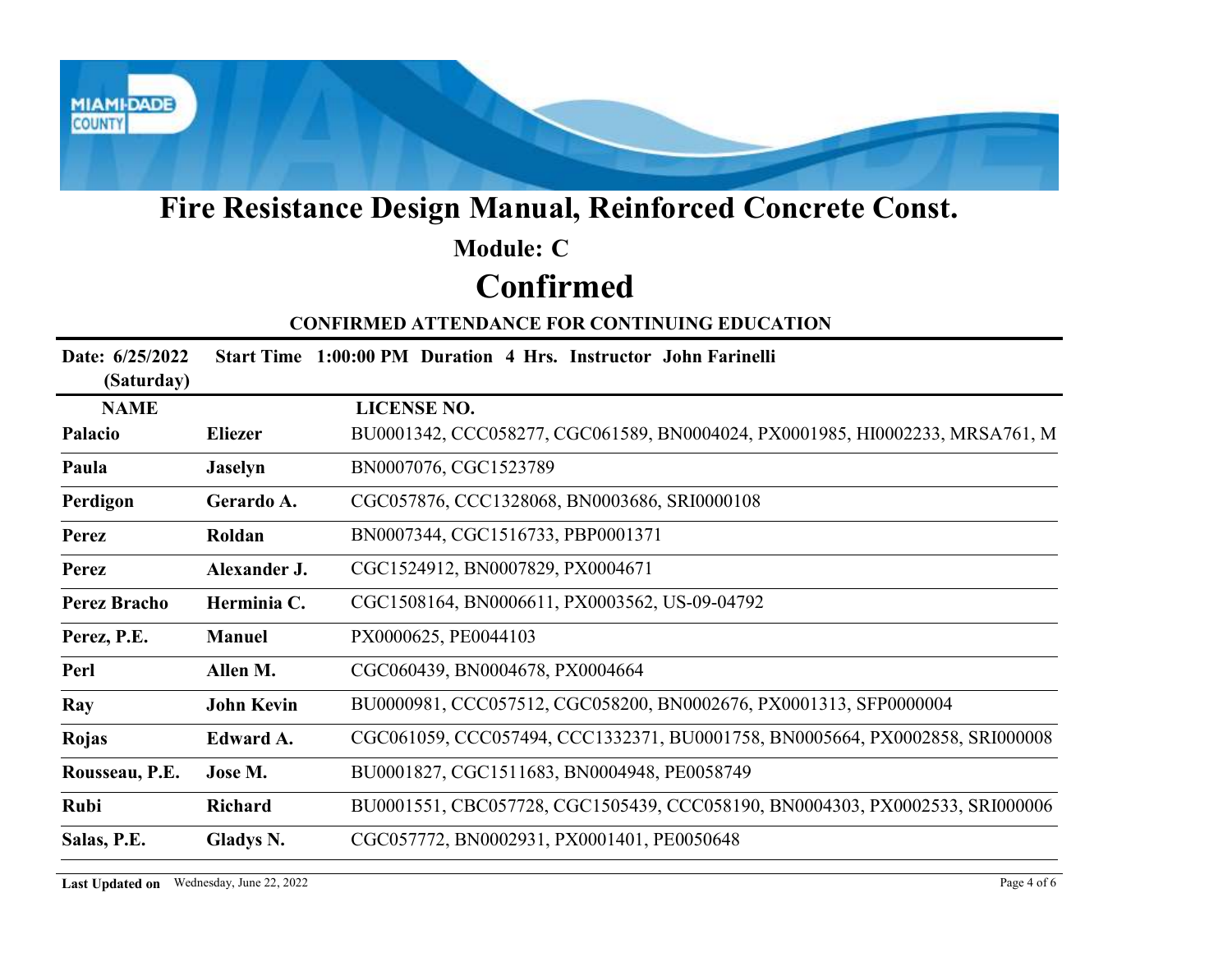# Fire Resistance Design Manual, Reinforced Concrete Const.

## Module: C

# Confirmed

### CONFIRMED ATTENDANCE FOR CONTINUING EDUCATION

**Date: 6/25/2022 (Saturday)** **Start Time 1:00:00 PM Duration 4 Hrs. Instructor John Farinelli**

| NAME | | LICENSE NO. |
|---|---|---|
| **Palacio** | **Eliezer** | BU0001342, CCC058277, CGC061589, BN0004024, PX0001985, HI0002233, MRSA761, M |
| **Paula** | **Jaselyn** | BN0007076, CGC1523789 |
| **Perdigon** | **Gerardo A.** | CGC057876, CCC1328068, BN0003686, SRI0000108 |
| **Perez** | **Roldan** | BN0007344, CGC1516733, PBP0001371 |
| **Perez** | **Alexander J.** | CGC1524912, BN0007829, PX0004671 |
| **Perez Bracho** | **Herminia C.** | CGC1508164, BN0006611, PX0003562, US-09-04792 |
| **Perez, P.E.** | **Manuel** | PX0000625, PE0044103 |
| **Perl** | **Allen M.** | CGC060439, BN0004678, PX0004664 |
| **Ray** | **John Kevin** | BU0000981, CCC057512, CGC058200, BN0002676, PX0001313, SFP0000004 |
| **Rojas** | **Edward A.** | CGC061059, CCC057494, CCC1332371, BU0001758, BN0005664, PX0002858, SRI000008 |
| **Rousseau, P.E.** | **Jose M.** | BU0001827, CGC1511683, BN0004948, PE0058749 |
| **Rubi** | **Richard** | BU0001551, CBC057728, CGC1505439, CCC058190, BN0004303, PX0002533, SRI000006 |
| **Salas, P.E.** | **Gladys N.** | CGC057772, BN0002931, PX0001401, PE0050648 |

**Last Updated on** Wednesday, June 22, 2022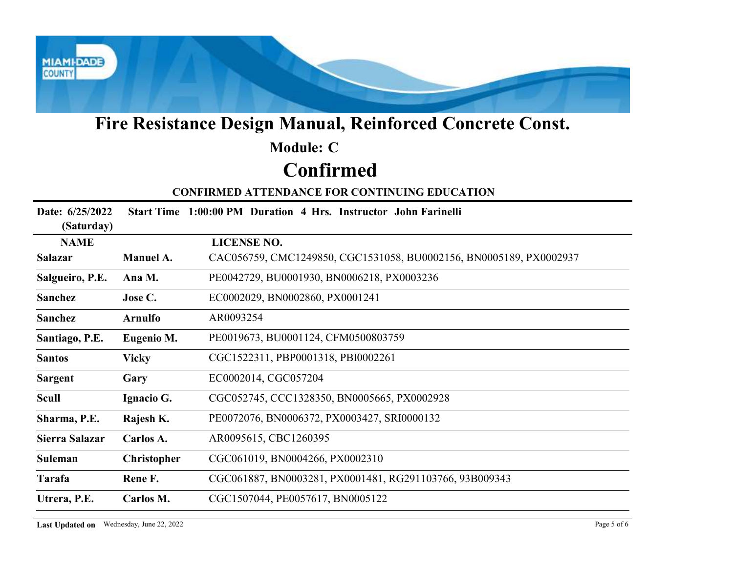# Fire Resistance Design Manual, Reinforced Concrete Const.

## Module: C

## Confirmed

### CONFIRMED ATTENDANCE FOR CONTINUING EDUCATION

**Date: 6/25/2022 (Saturday)** **Start Time 1:00:00 PM Duration 4 Hrs. Instructor John Farinelli**

| NAME | | LICENSE NO. |
|---|---|---|
| **Salazar** | **Manuel A.** | CAC056759, CMC1249850, CGC1531058, BU0002156, BN0005189, PX0002937 |
| **Salgueiro, P.E.** | **Ana M.** | PE0042729, BU0001930, BN0006218, PX0003236 |
| **Sanchez** | **Jose C.** | EC0002029, BN0002860, PX0001241 |
| **Sanchez** | **Arnulfo** | AR0093254 |
| **Santiago, P.E.** | **Eugenio M.** | PE0019673, BU0001124, CFM0500803759 |
| **Santos** | **Vicky** | CGC1522311, PBP0001318, PBI0002261 |
| **Sargent** | **Gary** | EC0002014, CGC057204 |
| **Scull** | **Ignacio G.** | CGC052745, CCC1328350, BN0005665, PX0002928 |
| **Sharma, P.E.** | **Rajesh K.** | PE0072076, BN0006372, PX0003427, SRI0000132 |
| **Sierra Salazar** | **Carlos A.** | AR0095615, CBC1260395 |
| **Suleman** | **Christopher** | CGC061019, BN0004266, PX0002310 |
| **Tarafa** | **Rene F.** | CGC061887, BN0003281, PX0001481, RG291103766, 93B009343 |
| **Utrera, P.E.** | **Carlos M.** | CGC1507044, PE0057617, BN0005122 |

**Last Updated on** Wednesday, June 22, 2022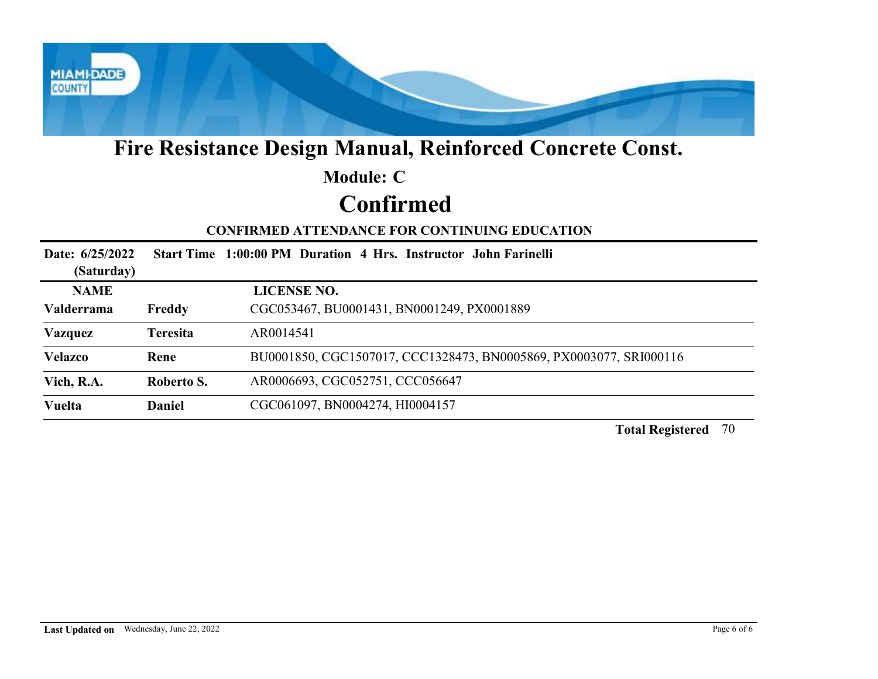# Fire Resistance Design Manual, Reinforced Concrete Const.

## Module: C

# Confirmed

### CONFIRMED ATTENDANCE FOR CONTINUING EDUCATION

**Date:** 6/25/2022 (Saturday) **Start Time** 1:00:00 PM **Duration** 4 Hrs. **Instructor** John Farinelli

| NAME | | LICENSE NO. |
|---|---|---|
| **Valderrama** | **Freddy** | CGC053467, BU0001431, BN0001249, PX0001889 |
| **Vazquez** | **Teresita** | AR0014541 |
| **Velazco** | **Rene** | BU0001850, CGC1507017, CCC1328473, BN0005869, PX0003077, SRI000116 |
| **Vich, R.A.** | **Roberto S.** | AR0006693, CGC052751, CCC056647 |
| **Vuelta** | **Daniel** | CGC061097, BN0004274, HI0004157 |

**Total Registered** 70

**Last Updated on** Wednesday, June 22, 2022